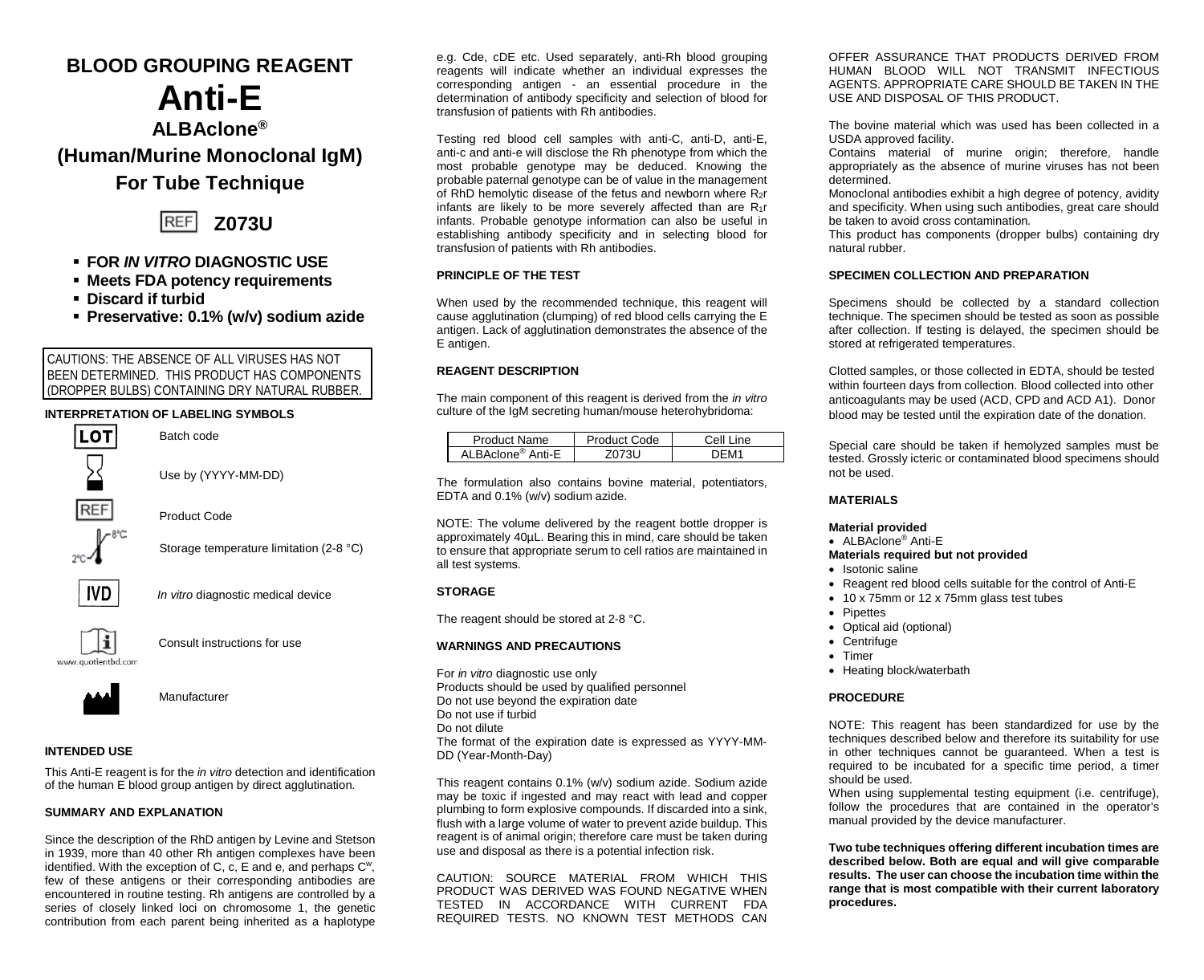# BLOOD GROUPING REAGENT

# Anti-E

## ALBAclone®

## (Human/Murine Monoclonal IgM)

## For Tube Technique

REF **Z073U**

- **FOR *IN VITRO* DIAGNOSTIC USE**
- **Meets FDA potency requirements**
- **Discard if turbid**
- **Preservative: 0.1% (w/v) sodium azide**

CAUTIONS: THE ABSENCE OF ALL VIRUSES HAS NOT BEEN DETERMINED. THIS PRODUCT HAS COMPONENTS (DROPPER BULBS) CONTAINING DRY NATURAL RUBBER.

### INTERPRETATION OF LABELING SYMBOLS

| Symbol | Meaning |
|---|---|
| LOT | Batch code |
| | Use by (YYYY-MM-DD) |
| REF | Product Code |
| 2°C–8°C | Storage temperature limitation (2-8 °C) |
| IVD | *In vitro* diagnostic medical device |
| www.quotientbd.com | Consult instructions for use |
| | Manufacturer |

### INTENDED USE

This Anti-E reagent is for the *in vitro* detection and identification of the human E blood group antigen by direct agglutination.

### SUMMARY AND EXPLANATION

Since the description of the RhD antigen by Levine and Stetson in 1939, more than 40 other Rh antigen complexes have been identified. With the exception of C, c, E and e, and perhaps $C^w$, few of these antigens or their corresponding antibodies are encountered in routine testing. Rh antigens are controlled by a series of closely linked loci on chromosome 1, the genetic contribution from each parent being inherited as a haplotype e.g. Cde, cDE etc. Used separately, anti-Rh blood grouping reagents will indicate whether an individual expresses the corresponding antigen - an essential procedure in the determination of antibody specificity and selection of blood for transfusion of patients with Rh antibodies.

Testing red blood cell samples with anti-C, anti-D, anti-E, anti-c and anti-e will disclose the Rh phenotype from which the most probable genotype may be deduced. Knowing the probable paternal genotype can be of value in the management of RhD hemolytic disease of the fetus and newborn where $R_2r$ infants are likely to be more severely affected than are $R_1r$ infants. Probable genotype information can also be useful in establishing antibody specificity and in selecting blood for transfusion of patients with Rh antibodies.

### PRINCIPLE OF THE TEST

When used by the recommended technique, this reagent will cause agglutination (clumping) of red blood cells carrying the E antigen. Lack of agglutination demonstrates the absence of the E antigen.

### REAGENT DESCRIPTION

The main component of this reagent is derived from the *in vitro* culture of the IgM secreting human/mouse heterohybridoma:

| Product Name | Product Code | Cell Line |
|---|---|---|
| ALBAclone® Anti-E | Z073U | DEM1 |

The formulation also contains bovine material, potentiators, EDTA and 0.1% (w/v) sodium azide.

NOTE: The volume delivered by the reagent bottle dropper is approximately 40µL. Bearing this in mind, care should be taken to ensure that appropriate serum to cell ratios are maintained in all test systems.

### STORAGE

The reagent should be stored at 2-8 °C.

### WARNINGS AND PRECAUTIONS

For *in vitro* diagnostic use only
Products should be used by qualified personnel
Do not use beyond the expiration date
Do not use if turbid
Do not dilute
The format of the expiration date is expressed as YYYY-MM-DD (Year-Month-Day)

This reagent contains 0.1% (w/v) sodium azide. Sodium azide may be toxic if ingested and may react with lead and copper plumbing to form explosive compounds. If discarded into a sink, flush with a large volume of water to prevent azide buildup. This reagent is of animal origin; therefore care must be taken during use and disposal as there is a potential infection risk.

CAUTION: SOURCE MATERIAL FROM WHICH THIS PRODUCT WAS DERIVED WAS FOUND NEGATIVE WHEN TESTED IN ACCORDANCE WITH CURRENT FDA REQUIRED TESTS. NO KNOWN TEST METHODS CAN OFFER ASSURANCE THAT PRODUCTS DERIVED FROM HUMAN BLOOD WILL NOT TRANSMIT INFECTIOUS AGENTS. APPROPRIATE CARE SHOULD BE TAKEN IN THE USE AND DISPOSAL OF THIS PRODUCT.

The bovine material which was used has been collected in a USDA approved facility.
Contains material of murine origin; therefore, handle appropriately as the absence of murine viruses has not been determined.
Monoclonal antibodies exhibit a high degree of potency, avidity and specificity. When using such antibodies, great care should be taken to avoid cross contamination.
This product has components (dropper bulbs) containing dry natural rubber.

### SPECIMEN COLLECTION AND PREPARATION

Specimens should be collected by a standard collection technique. The specimen should be tested as soon as possible after collection. If testing is delayed, the specimen should be stored at refrigerated temperatures.

Clotted samples, or those collected in EDTA, should be tested within fourteen days from collection. Blood collected into other anticoagulants may be used (ACD, CPD and ACD A1). Donor blood may be tested until the expiration date of the donation.

Special care should be taken if hemolyzed samples must be tested. Grossly icteric or contaminated blood specimens should not be used.

### MATERIALS

**Material provided**
- ALBAclone® Anti-E

**Materials required but not provided**
- Isotonic saline
- Reagent red blood cells suitable for the control of Anti-E
- 10 x 75mm or 12 x 75mm glass test tubes
- Pipettes
- Optical aid (optional)
- Centrifuge
- Timer
- Heating block/waterbath

### PROCEDURE

NOTE: This reagent has been standardized for use by the techniques described below and therefore its suitability for use in other techniques cannot be guaranteed. When a test is required to be incubated for a specific time period, a timer should be used.
When using supplemental testing equipment (i.e. centrifuge), follow the procedures that are contained in the operator's manual provided by the device manufacturer.

**Two tube techniques offering different incubation times are described below. Both are equal and will give comparable results. The user can choose the incubation time within the range that is most compatible with their current laboratory procedures.**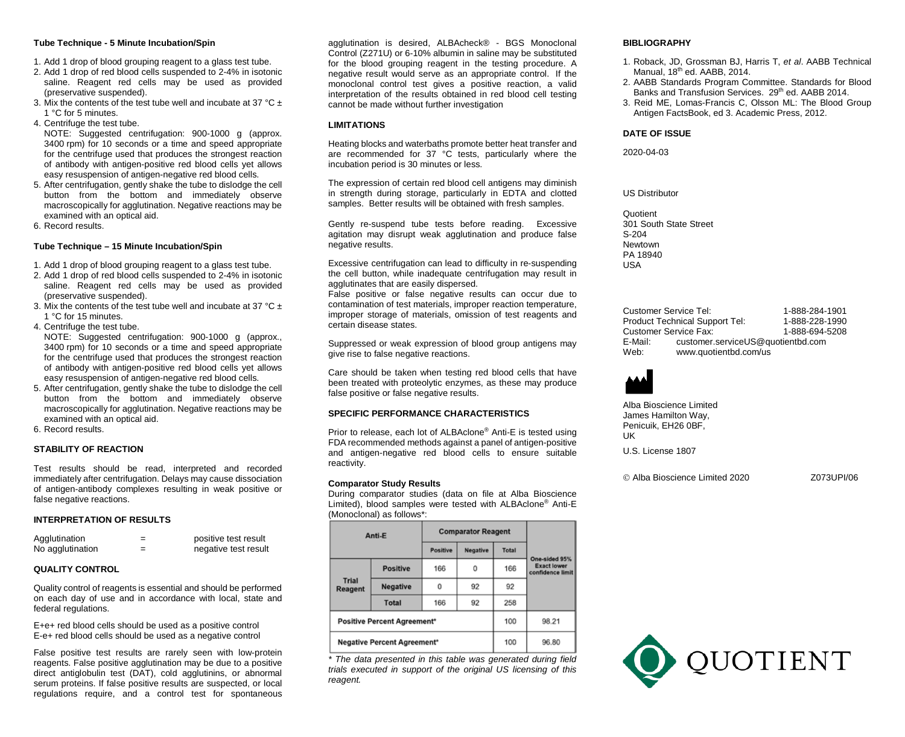### Tube Technique - 5 Minute Incubation/Spin

1. Add 1 drop of blood grouping reagent to a glass test tube.
2. Add 1 drop of red blood cells suspended to 2-4% in isotonic saline. Reagent red cells may be used as provided (preservative suspended).
3. Mix the contents of the test tube well and incubate at 37 °C ± 1 °C for 5 minutes.
4. Centrifuge the test tube.
   NOTE: Suggested centrifugation: 900-1000 g (approx. 3400 rpm) for 10 seconds or a time and speed appropriate for the centrifuge used that produces the strongest reaction of antibody with antigen-positive red blood cells yet allows easy resuspension of antigen-negative red blood cells.
5. After centrifugation, gently shake the tube to dislodge the cell button from the bottom and immediately observe macroscopically for agglutination. Negative reactions may be examined with an optical aid.
6. Record results.

### Tube Technique – 15 Minute Incubation/Spin

1. Add 1 drop of blood grouping reagent to a glass test tube.
2. Add 1 drop of red blood cells suspended to 2-4% in isotonic saline. Reagent red cells may be used as provided (preservative suspended).
3. Mix the contents of the test tube well and incubate at 37 °C ± 1 °C for 15 minutes.
4. Centrifuge the test tube.
   NOTE: Suggested centrifugation: 900-1000 g (approx., 3400 rpm) for 10 seconds or a time and speed appropriate for the centrifuge used that produces the strongest reaction of antibody with antigen-positive red blood cells yet allows easy resuspension of antigen-negative red blood cells.
5. After centrifugation, gently shake the tube to dislodge the cell button from the bottom and immediately observe macroscopically for agglutination. Negative reactions may be examined with an optical aid.
6. Record results.

### STABILITY OF REACTION

Test results should be read, interpreted and recorded immediately after centrifugation. Delays may cause dissociation of antigen-antibody complexes resulting in weak positive or false negative reactions.

### INTERPRETATION OF RESULTS

| | | |
|---|---|---|
| Agglutination | = | positive test result |
| No agglutination | = | negative test result |

### QUALITY CONTROL

Quality control of reagents is essential and should be performed on each day of use and in accordance with local, state and federal regulations.

E+e+ red blood cells should be used as a positive control
E-e+ red blood cells should be used as a negative control

False positive test results are rarely seen with low-protein reagents. False positive agglutination may be due to a positive direct antiglobulin test (DAT), cold agglutinins, or abnormal serum proteins. If false positive results are suspected, or local regulations require, and a control test for spontaneous agglutination is desired, ALBAcheck® - BGS Monoclonal Control (Z271U) or 6-10% albumin in saline may be substituted for the blood grouping reagent in the testing procedure. A negative result would serve as an appropriate control. If the monoclonal control test gives a positive reaction, a valid interpretation of the results obtained in red blood cell testing cannot be made without further investigation

### LIMITATIONS

Heating blocks and waterbaths promote better heat transfer and are recommended for 37 °C tests, particularly where the incubation period is 30 minutes or less.

The expression of certain red blood cell antigens may diminish in strength during storage, particularly in EDTA and clotted samples. Better results will be obtained with fresh samples.

Gently re-suspend tube tests before reading. Excessive agitation may disrupt weak agglutination and produce false negative results.

Excessive centrifugation can lead to difficulty in re-suspending the cell button, while inadequate centrifugation may result in agglutinates that are easily dispersed.
False positive or false negative results can occur due to contamination of test materials, improper reaction temperature, improper storage of materials, omission of test reagents and certain disease states.

Suppressed or weak expression of blood group antigens may give rise to false negative reactions.

Care should be taken when testing red blood cells that have been treated with proteolytic enzymes, as these may produce false positive or false negative results.

### SPECIFIC PERFORMANCE CHARACTERISTICS

Prior to release, each lot of ALBAclone® Anti-E is tested using FDA recommended methods against a panel of antigen-positive and antigen-negative red blood cells to ensure suitable reactivity.

**Comparator Study Results**

During comparator studies (data on file at Alba Bioscience Limited), blood samples were tested with ALBAclone® Anti-E (Monoclonal) as follows*:

| Anti-E | | Comparator Reagent | | | One-sided 95% Exact lower confidence limit |
|---|---|---|---|---|---|
| | | Positive | Negative | Total | |
| Trial Reagent | Positive | 166 | 0 | 166 | |
| | Negative | 0 | 92 | 92 | |
| | Total | 166 | 92 | 258 | |
| Positive Percent Agreement* | | | | 100 | 98.21 |
| Negative Percent Agreement* | | | | 100 | 96.80 |

*\* The data presented in this table was generated during field trials executed in support of the original US licensing of this reagent.*

### BIBLIOGRAPHY

1. Roback, JD, Grossman BJ, Harris T, *et al*. AABB Technical Manual, 18th ed. AABB, 2014.
2. AABB Standards Program Committee. Standards for Blood Banks and Transfusion Services. 29th ed. AABB 2014.
3. Reid ME, Lomas-Francis C, Olsson ML: The Blood Group Antigen FactsBook, ed 3. Academic Press, 2012.

### DATE OF ISSUE

2020-04-03

US Distributor

Quotient
301 South State Street
S-204
Newtown
PA 18940
USA

| | | |
|---|---|---|
| Customer Service Tel: | | 1-888-284-1901 |
| Product Technical Support Tel: | | 1-888-228-1990 |
| Customer Service Fax: | | 1-888-694-5208 |
| E-Mail: | customer.serviceUS@quotientbd.com | |
| Web: | www.quotientbd.com/us | |

Alba Bioscience Limited
James Hamilton Way,
Penicuik, EH26 0BF,
UK

U.S. License 1807

© Alba Bioscience Limited 2020 Z073UPI/06

QUOTIENT